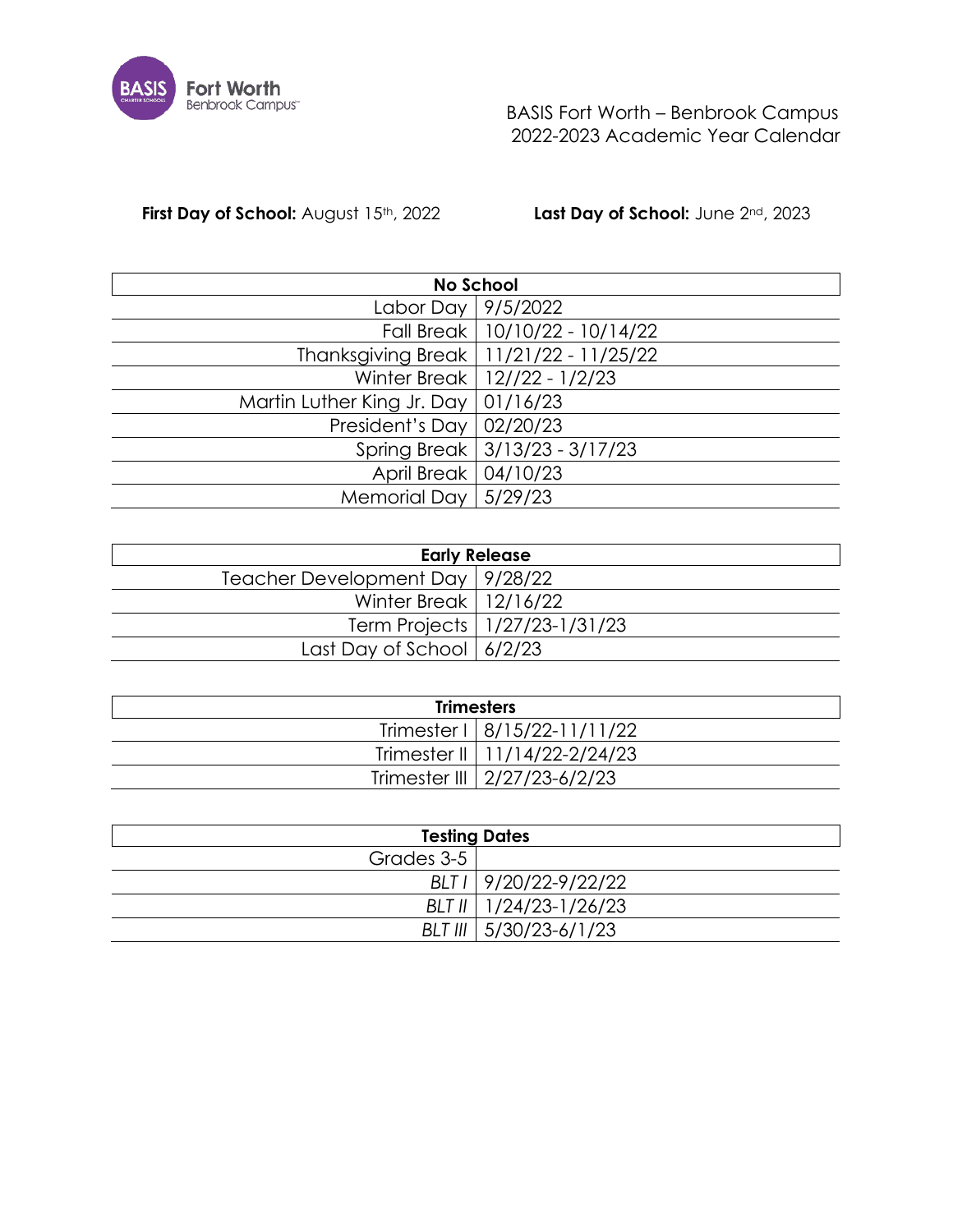# BASIS Fort Worth – Benbrook Campus
## 2022-2023 Academic Year Calendar

**First Day of School:** August 15th, 2022 **Last Day of School:** June 2nd, 2023

| No School | |
|---|---|
| Labor Day | 9/5/2022 |
| Fall Break | 10/10/22 - 10/14/22 |
| Thanksgiving Break | 11/21/22 - 11/25/22 |
| Winter Break | 12//22 - 1/2/23 |
| Martin Luther King Jr. Day | 01/16/23 |
| President's Day | 02/20/23 |
| Spring Break | 3/13/23 - 3/17/23 |
| April Break | 04/10/23 |
| Memorial Day | 5/29/23 |

| Early Release | |
|---|---|
| Teacher Development Day | 9/28/22 |
| Winter Break | 12/16/22 |
| Term Projects | 1/27/23-1/31/23 |
| Last Day of School | 6/2/23 |

| Trimesters | |
|---|---|
| Trimester I | 8/15/22-11/11/22 |
| Trimester II | 11/14/22-2/24/23 |
| Trimester III | 2/27/23-6/2/23 |

| Testing Dates | |
|---|---|
| Grades 3-5 | |
| *BLT I* | 9/20/22-9/22/22 |
| *BLT II* | 1/24/23-1/26/23 |
| *BLT III* | 5/30/23-6/1/23 |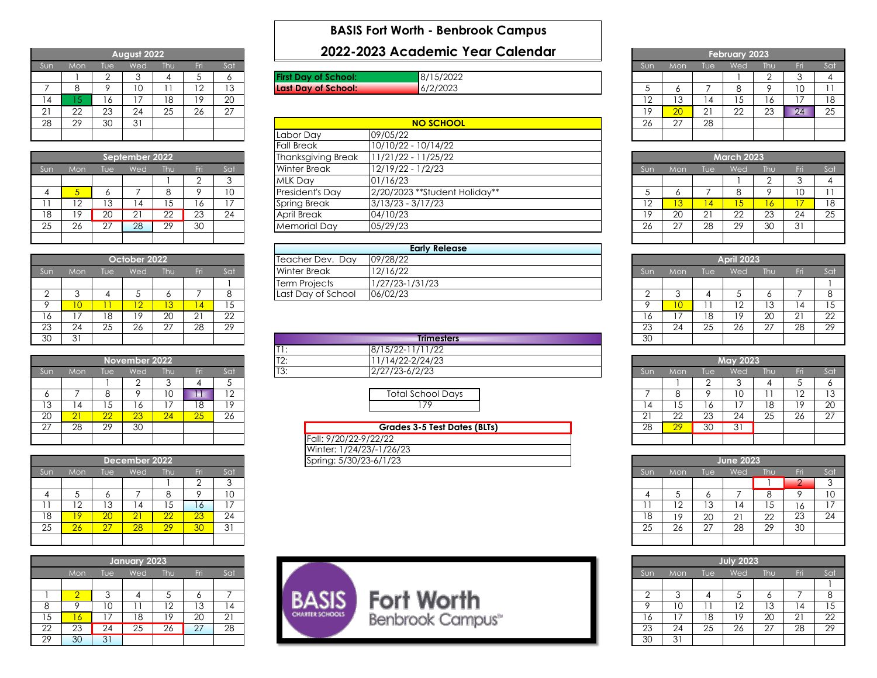# BASIS Fort Worth - Benbrook Campus

## 2022-2023 Academic Year Calendar

| | |
|---|---|
| **First Day of School:** | 8/15/2022 |
| **Last Day of School:** | 6/2/2023 |

| **NO SCHOOL** | |
|---|---|
| Labor Day | 09/05/22 |
| Fall Break | 10/10/22 - 10/14/22 |
| Thanksgiving Break | 11/21/22 - 11/25/22 |
| Winter Break | 12/19/22 - 1/2/23 |
| MLK Day | 01/16/23 |
| President's Day | 2/20/2023 **Student Holiday** |
| Spring Break | 3/13/23 - 3/17/23 |
| April Break | 04/10/23 |
| Memorial Day | 05/29/23 |

| **Early Release** | |
|---|---|
| Teacher Dev. Day | 09/28/22 |
| Winter Break | 12/16/22 |
| Term Projects | 1/27/23-1/31/23 |
| Last Day of School | 06/02/23 |

| **Trimesters** | |
|---|---|
| T1: | 8/15/22-11/11/22 |
| T2: | 11/14/22-2/24/23 |
| T3: | 2/27/23-6/2/23 |

| Total School Days |
|---|
| 179 |

| **Grades 3-5 Test Dates (BLTs)** |
|---|
| Fall: 9/20/22-9/22/22 |
| Winter: 1/24/23/-1/26/23 |
| Spring: 5/30/23-6/1/23 |

### August 2022

| Sun | Mon | Tue | Wed | Thu | Fri | Sat |
|---|---|---|---|---|---|---|
| | 1 | 2 | 3 | 4 | 5 | 6 |
| 7 | 8 | 9 | 10 | 11 | 12 | 13 |
| 14 | 15 | 16 | 17 | 18 | 19 | 20 |
| 21 | 22 | 23 | 24 | 25 | 26 | 27 |
| 28 | 29 | 30 | 31 | | | |

### September 2022

| Sun | Mon | Tue | Wed | Thu | Fri | Sat |
|---|---|---|---|---|---|---|
| | | | | 1 | 2 | 3 |
| 4 | 5 | 6 | 7 | 8 | 9 | 10 |
| 11 | 12 | 13 | 14 | 15 | 16 | 17 |
| 18 | 19 | 20 | 21 | 22 | 23 | 24 |
| 25 | 26 | 27 | 28 | 29 | 30 | |

### October 2022

| Sun | Mon | Tue | Wed | Thu | Fri | Sat |
|---|---|---|---|---|---|---|
| | | | | | | 1 |
| 2 | 3 | 4 | 5 | 6 | 7 | 8 |
| 9 | 10 | 11 | 12 | 13 | 14 | 15 |
| 16 | 17 | 18 | 19 | 20 | 21 | 22 |
| 23 | 24 | 25 | 26 | 27 | 28 | 29 |
| 30 | 31 | | | | | |

### November 2022

| Sun | Mon | Tue | Wed | Thu | Fri | Sat |
|---|---|---|---|---|---|---|
| | | 1 | 2 | 3 | 4 | 5 |
| 6 | 7 | 8 | 9 | 10 | 11 | 12 |
| 13 | 14 | 15 | 16 | 17 | 18 | 19 |
| 20 | 21 | 22 | 23 | 24 | 25 | 26 |
| 27 | 28 | 29 | 30 | | | |

### December 2022

| Sun | Mon | Tue | Wed | Thu | Fri | Sat |
|---|---|---|---|---|---|---|
| | | | | 1 | 2 | 3 |
| 4 | 5 | 6 | 7 | 8 | 9 | 10 |
| 11 | 12 | 13 | 14 | 15 | 16 | 17 |
| 18 | 19 | 20 | 21 | 22 | 23 | 24 |
| 25 | 26 | 27 | 28 | 29 | 30 | 31 |

### January 2023

| | Mon | Tue | Wed | Thu | Fri | Sat |
|---|---|---|---|---|---|---|
| 1 | 2 | 3 | 4 | 5 | 6 | 7 |
| 8 | 9 | 10 | 11 | 12 | 13 | 14 |
| 15 | 16 | 17 | 18 | 19 | 20 | 21 |
| 22 | 23 | 24 | 25 | 26 | 27 | 28 |
| 29 | 30 | 31 | | | | |

### February 2023

| Sun | Mon | Tue | Wed | Thu | Fri | Sat |
|---|---|---|---|---|---|---|
| | | | 1 | 2 | 3 | 4 |
| 5 | 6 | 7 | 8 | 9 | 10 | 11 |
| 12 | 13 | 14 | 15 | 16 | 17 | 18 |
| 19 | 20 | 21 | 22 | 23 | 24 | 25 |
| 26 | 27 | 28 | | | | |

### March 2023

| Sun | Mon | Tue | Wed | Thu | Fri | Sat |
|---|---|---|---|---|---|---|
| | | | 1 | 2 | 3 | 4 |
| 5 | 6 | 7 | 8 | 9 | 10 | 11 |
| 12 | 13 | 14 | 15 | 16 | 17 | 18 |
| 19 | 20 | 21 | 22 | 23 | 24 | 25 |
| 26 | 27 | 28 | 29 | 30 | 31 | |

### April 2023

| Sun | Mon | Tue | Wed | Thu | Fri | Sat |
|---|---|---|---|---|---|---|
| | | | | | | 1 |
| 2 | 3 | 4 | 5 | 6 | 7 | 8 |
| 9 | 10 | 11 | 12 | 13 | 14 | 15 |
| 16 | 17 | 18 | 19 | 20 | 21 | 22 |
| 23 | 24 | 25 | 26 | 27 | 28 | 29 |
| 30 | | | | | | |

### May 2023

| Sun | Mon | Tue | Wed | Thu | Fri | Sat |
|---|---|---|---|---|---|---|
| | 1 | 2 | 3 | 4 | 5 | 6 |
| 7 | 8 | 9 | 10 | 11 | 12 | 13 |
| 14 | 15 | 16 | 17 | 18 | 19 | 20 |
| 21 | 22 | 23 | 24 | 25 | 26 | 27 |
| 28 | 29 | 30 | 31 | | | |

### June 2023

| Sun | Mon | Tue | Wed | Thu | Fri | Sat |
|---|---|---|---|---|---|---|
| | | | | 1 | 2 | 3 |
| 4 | 5 | 6 | 7 | 8 | 9 | 10 |
| 11 | 12 | 13 | 14 | 15 | 16 | 17 |
| 18 | 19 | 20 | 21 | 22 | 23 | 24 |
| 25 | 26 | 27 | 28 | 29 | 30 | |

### July 2023

| Sun | Mon | Tue | Wed | Thu | Fri | Sat |
|---|---|---|---|---|---|---|
| | | | | | | 1 |
| 2 | 3 | 4 | 5 | 6 | 7 | 8 |
| 9 | 10 | 11 | 12 | 13 | 14 | 15 |
| 16 | 17 | 18 | 19 | 20 | 21 | 22 |
| 23 | 24 | 25 | 26 | 27 | 28 | 29 |
| 30 | 31 | | | | | |

BASIS CHARTER SCHOOLS Fort Worth Benbrook Campus